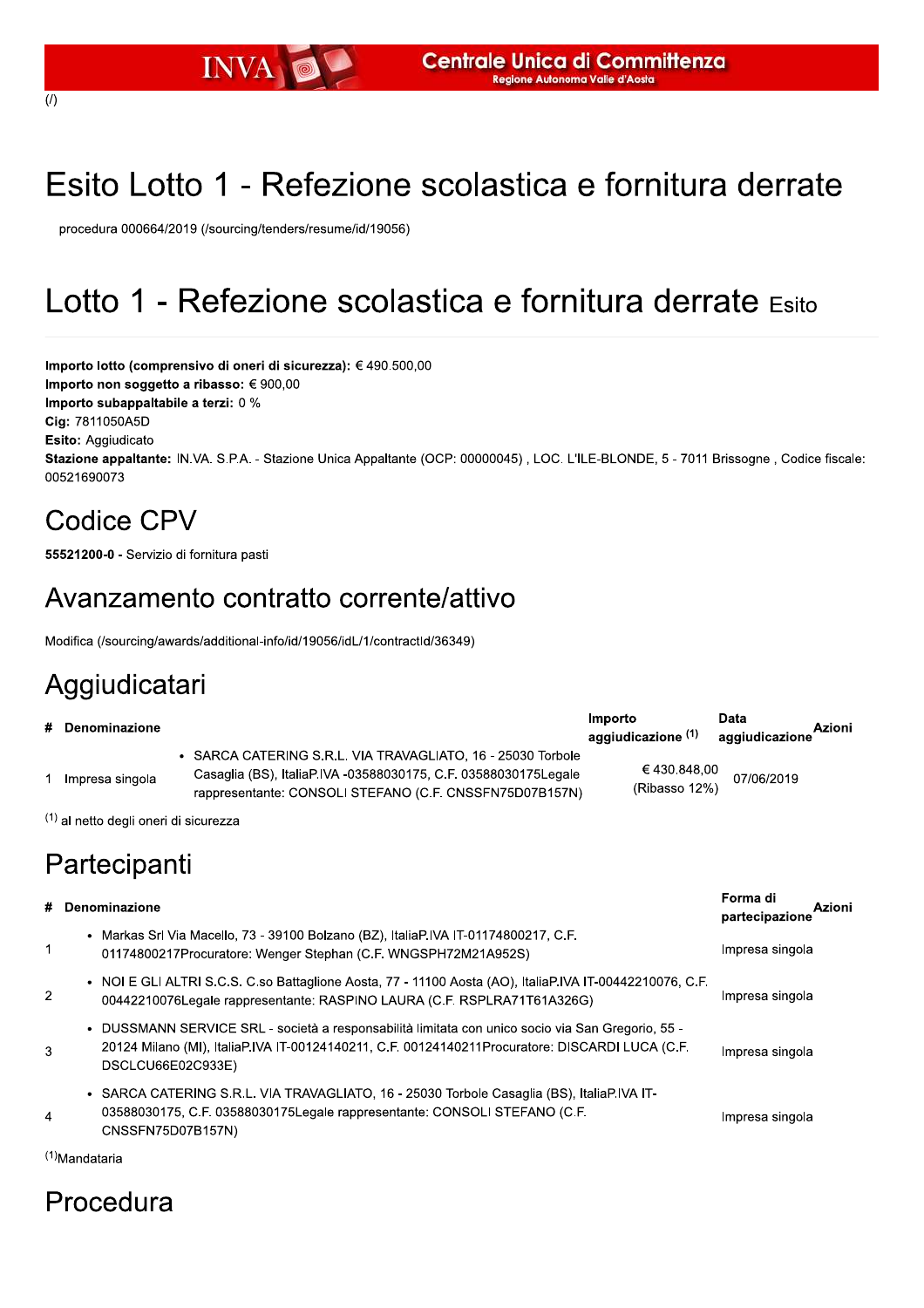(/)

# Esito Lotto 1 - Refezione scolastica e fornitura derrate

procedura 000664/2019 (/sourcing/tenders/resume/id/19056)

# Lotto 1 - Refezione scolastica e fornitura derrate Esito

**Importo lotto (comprensivo di oneri di sicurezza):** € 490.500,00
**Importo non soggetto a ribasso:** € 900,00
**Importo subappaltabile a terzi:** 0 %
**Cig:** 7811050A5D
**Esito:** Aggiudicato
**Stazione appaltante:** IN.VA. S.P.A. - Stazione Unica Appaltante (OCP: 00000045) , LOC. L'ILE-BLONDE, 5 - 7011 Brissogne , Codice fiscale: 00521690073

## Codice CPV

**55521200-0 -** Servizio di fornitura pasti

## Avanzamento contratto corrente/attivo

Modifica (/sourcing/awards/additional-info/id/19056/idL/1/contractId/36349)

## Aggiudicatari

| # | Denominazione | | Importo aggiudicazione [1] | Data aggiudicazione | Azioni |
|---|---|---|---|---|---|
| 1 | Impresa singola | • SARCA CATERING S.R.L. VIA TRAVAGLIATO, 16 - 25030 Torbole Casaglia (BS), ItaliaP.IVA -03588030175, C.F. 03588030175Legale rappresentante: CONSOLI STEFANO (C.F. CNSSFN75D07B157N) | € 430.848,00 (Ribasso 12%) | 07/06/2019 | |

[1] al netto degli oneri di sicurezza

## Partecipanti

| # | Denominazione | Forma di partecipazione | Azioni |
|---|---|---|---|
| 1 | • Markas Srl Via Macello, 73 - 39100 Bolzano (BZ), ItaliaP.IVA IT-01174800217, C.F. 01174800217Procuratore: Wenger Stephan (C.F. WNGSPH72M21A952S) | Impresa singola | |
| 2 | • NOI E GLI ALTRI S.C.S. C.so Battaglione Aosta, 77 - 11100 Aosta (AO), ItaliaP.IVA IT-00442210076, C.F. 00442210076Legale rappresentante: RASPINO LAURA (C.F. RSPLRA71T61A326G) | Impresa singola | |
| 3 | • DUSSMANN SERVICE SRL - società a responsabilità limitata con unico socio via San Gregorio, 55 - 20124 Milano (MI), ItaliaP.IVA IT-00124140211, C.F. 00124140211Procuratore: DISCARDI LUCA (C.F. DSCLCU66E02C933E) | Impresa singola | |
| 4 | • SARCA CATERING S.R.L. VIA TRAVAGLIATO, 16 - 25030 Torbole Casaglia (BS), ItaliaP.IVA IT-03588030175, C.F. 03588030175Legale rappresentante: CONSOLI STEFANO (C.F. CNSSFN75D07B157N) | Impresa singola | |

[1]Mandataria

## Procedura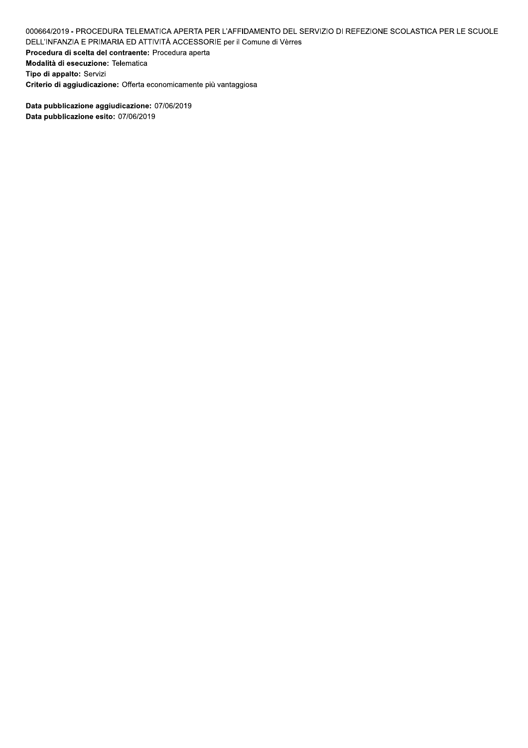000664/2019 - PROCEDURA TELEMATICA APERTA PER L'AFFIDAMENTO DEL SERVIZIO DI REFEZIONE SCOLASTICA PER LE SCUOLE DELL'INFANZIA E PRIMARIA ED ATTIVITÀ ACCESSORIE per il Comune di Vèrres

**Procedura di scelta del contraente:** Procedura aperta

**Modalità di esecuzione:** Telematica

**Tipo di appalto:** Servizi

**Criterio di aggiudicazione:** Offerta economicamente più vantaggiosa

**Data pubblicazione aggiudicazione:** 07/06/2019

**Data pubblicazione esito:** 07/06/2019